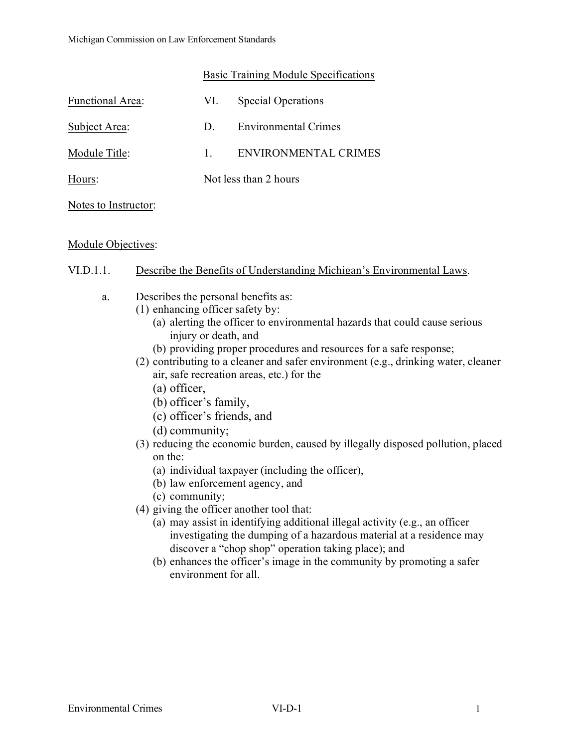## Basic Training Module Specifications

Functional Area: VI. Special Operations

Subject Area: D. Environmental Crimes

Module Title: 1. ENVIRONMENTAL CRIMES

Hours: Not less than 2 hours

Notes to Instructor:

Module Objectives:

VI.D.1.1. Describe the Benefits of Understanding Michigan's Environmental Laws.

a. Describes the personal benefits as:
   - (1) enhancing officer safety by:
     - (a) alerting the officer to environmental hazards that could cause serious injury or death, and
     - (b) providing proper procedures and resources for a safe response;
   - (2) contributing to a cleaner and safer environment (e.g., drinking water, cleaner air, safe recreation areas, etc.) for the
     - (a) officer,
     - (b) officer's family,
     - (c) officer's friends, and
     - (d) community;
   - (3) reducing the economic burden, caused by illegally disposed pollution, placed on the:
     - (a) individual taxpayer (including the officer),
     - (b) law enforcement agency, and
     - (c) community;
   - (4) giving the officer another tool that:
     - (a) may assist in identifying additional illegal activity (e.g., an officer investigating the dumping of a hazardous material at a residence may discover a "chop shop" operation taking place); and
     - (b) enhances the officer's image in the community by promoting a safer environment for all.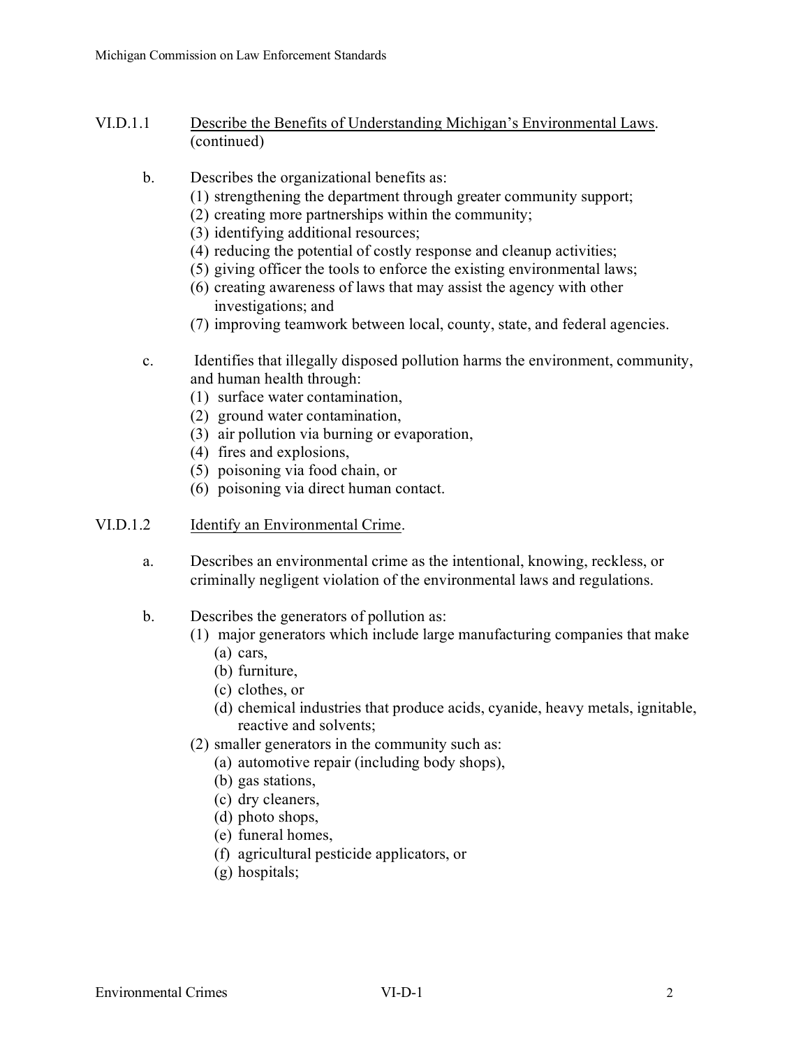VI.D.1.1 Describe the Benefits of Understanding Michigan's Environmental Laws. (continued)

b. Describes the organizational benefits as:
   (1) strengthening the department through greater community support;
   (2) creating more partnerships within the community;
   (3) identifying additional resources;
   (4) reducing the potential of costly response and cleanup activities;
   (5) giving officer the tools to enforce the existing environmental laws;
   (6) creating awareness of laws that may assist the agency with other investigations; and
   (7) improving teamwork between local, county, state, and federal agencies.

c. Identifies that illegally disposed pollution harms the environment, community, and human health through:
   (1) surface water contamination,
   (2) ground water contamination,
   (3) air pollution via burning or evaporation,
   (4) fires and explosions,
   (5) poisoning via food chain, or
   (6) poisoning via direct human contact.

VI.D.1.2 Identify an Environmental Crime.

a. Describes an environmental crime as the intentional, knowing, reckless, or criminally negligent violation of the environmental laws and regulations.

b. Describes the generators of pollution as:
   (1) major generators which include large manufacturing companies that make
      (a) cars,
      (b) furniture,
      (c) clothes, or
      (d) chemical industries that produce acids, cyanide, heavy metals, ignitable, reactive and solvents;
   (2) smaller generators in the community such as:
      (a) automotive repair (including body shops),
      (b) gas stations,
      (c) dry cleaners,
      (d) photo shops,
      (e) funeral homes,
      (f) agricultural pesticide applicators, or
      (g) hospitals;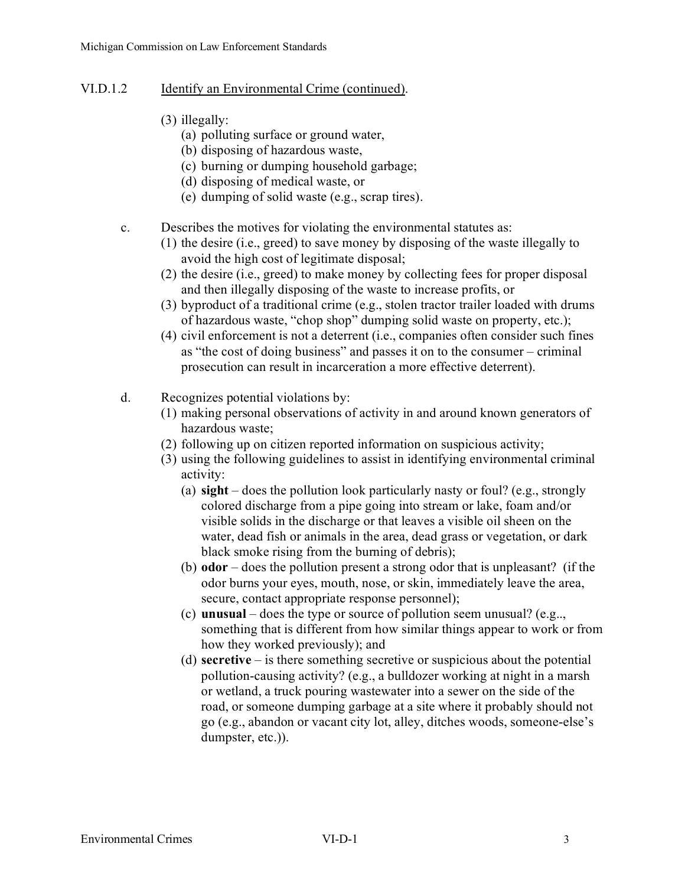## VI.D.1.2 Identify an Environmental Crime (continued).

(3) illegally:
   (a) polluting surface or ground water,
   (b) disposing of hazardous waste,
   (c) burning or dumping household garbage;
   (d) disposing of medical waste, or
   (e) dumping of solid waste (e.g., scrap tires).

c. Describes the motives for violating the environmental statutes as:
   (1) the desire (i.e., greed) to save money by disposing of the waste illegally to avoid the high cost of legitimate disposal;
   (2) the desire (i.e., greed) to make money by collecting fees for proper disposal and then illegally disposing of the waste to increase profits, or
   (3) byproduct of a traditional crime (e.g., stolen tractor trailer loaded with drums of hazardous waste, "chop shop" dumping solid waste on property, etc.);
   (4) civil enforcement is not a deterrent (i.e., companies often consider such fines as "the cost of doing business" and passes it on to the consumer – criminal prosecution can result in incarceration a more effective deterrent).

d. Recognizes potential violations by:
   (1) making personal observations of activity in and around known generators of hazardous waste;
   (2) following up on citizen reported information on suspicious activity;
   (3) using the following guidelines to assist in identifying environmental criminal activity:
      (a) **sight** – does the pollution look particularly nasty or foul? (e.g., strongly colored discharge from a pipe going into stream or lake, foam and/or visible solids in the discharge or that leaves a visible oil sheen on the water, dead fish or animals in the area, dead grass or vegetation, or dark black smoke rising from the burning of debris);
      (b) **odor** – does the pollution present a strong odor that is unpleasant? (if the odor burns your eyes, mouth, nose, or skin, immediately leave the area, secure, contact appropriate response personnel);
      (c) **unusual** – does the type or source of pollution seem unusual? (e.g.., something that is different from how similar things appear to work or from how they worked previously); and
      (d) **secretive** – is there something secretive or suspicious about the potential pollution-causing activity? (e.g., a bulldozer working at night in a marsh or wetland, a truck pouring wastewater into a sewer on the side of the road, or someone dumping garbage at a site where it probably should not go (e.g., abandon or vacant city lot, alley, ditches woods, someone-else's dumpster, etc.)).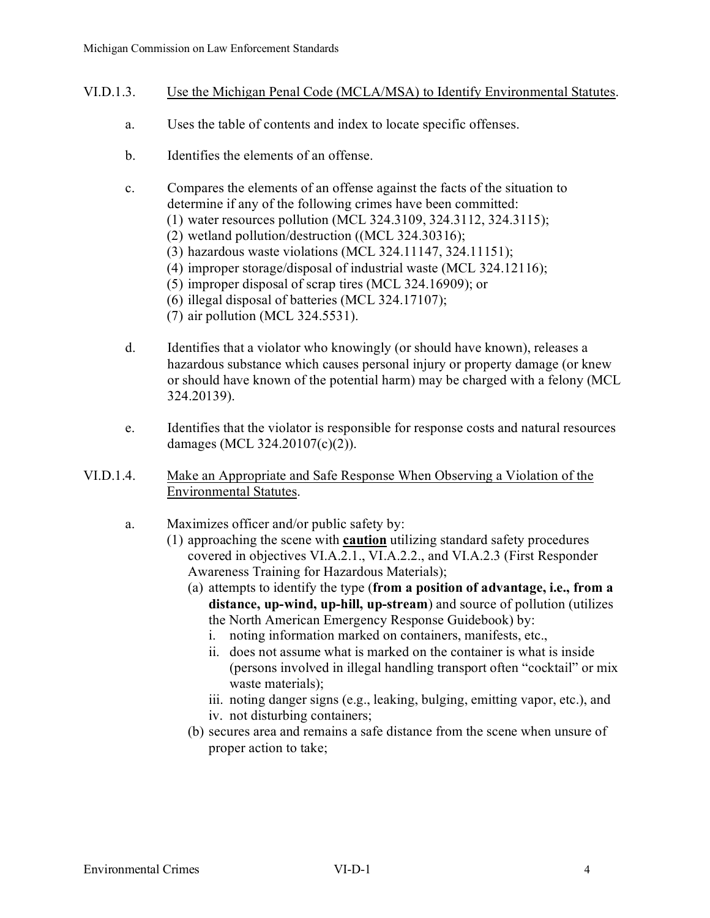VI.D.1.3. Use the Michigan Penal Code (MCLA/MSA) to Identify Environmental Statutes.

a. Uses the table of contents and index to locate specific offenses.

b. Identifies the elements of an offense.

c. Compares the elements of an offense against the facts of the situation to determine if any of the following crimes have been committed:
   (1) water resources pollution (MCL 324.3109, 324.3112, 324.3115);
   (2) wetland pollution/destruction ((MCL 324.30316);
   (3) hazardous waste violations (MCL 324.11147, 324.11151);
   (4) improper storage/disposal of industrial waste (MCL 324.12116);
   (5) improper disposal of scrap tires (MCL 324.16909); or
   (6) illegal disposal of batteries (MCL 324.17107);
   (7) air pollution (MCL 324.5531).

d. Identifies that a violator who knowingly (or should have known), releases a hazardous substance which causes personal injury or property damage (or knew or should have known of the potential harm) may be charged with a felony (MCL 324.20139).

e. Identifies that the violator is responsible for response costs and natural resources damages (MCL 324.20107(c)(2)).

VI.D.1.4. Make an Appropriate and Safe Response When Observing a Violation of the Environmental Statutes.

a. Maximizes officer and/or public safety by:
   (1) approaching the scene with **caution** utilizing standard safety procedures covered in objectives VI.A.2.1., VI.A.2.2., and VI.A.2.3 (First Responder Awareness Training for Hazardous Materials);
      (a) attempts to identify the type (**from a position of advantage, i.e., from a distance, up-wind, up-hill, up-stream**) and source of pollution (utilizes the North American Emergency Response Guidebook) by:
         i. noting information marked on containers, manifests, etc.,
         ii. does not assume what is marked on the container is what is inside (persons involved in illegal handling transport often "cocktail" or mix waste materials);
         iii. noting danger signs (e.g., leaking, bulging, emitting vapor, etc.), and
         iv. not disturbing containers;
      (b) secures area and remains a safe distance from the scene when unsure of proper action to take;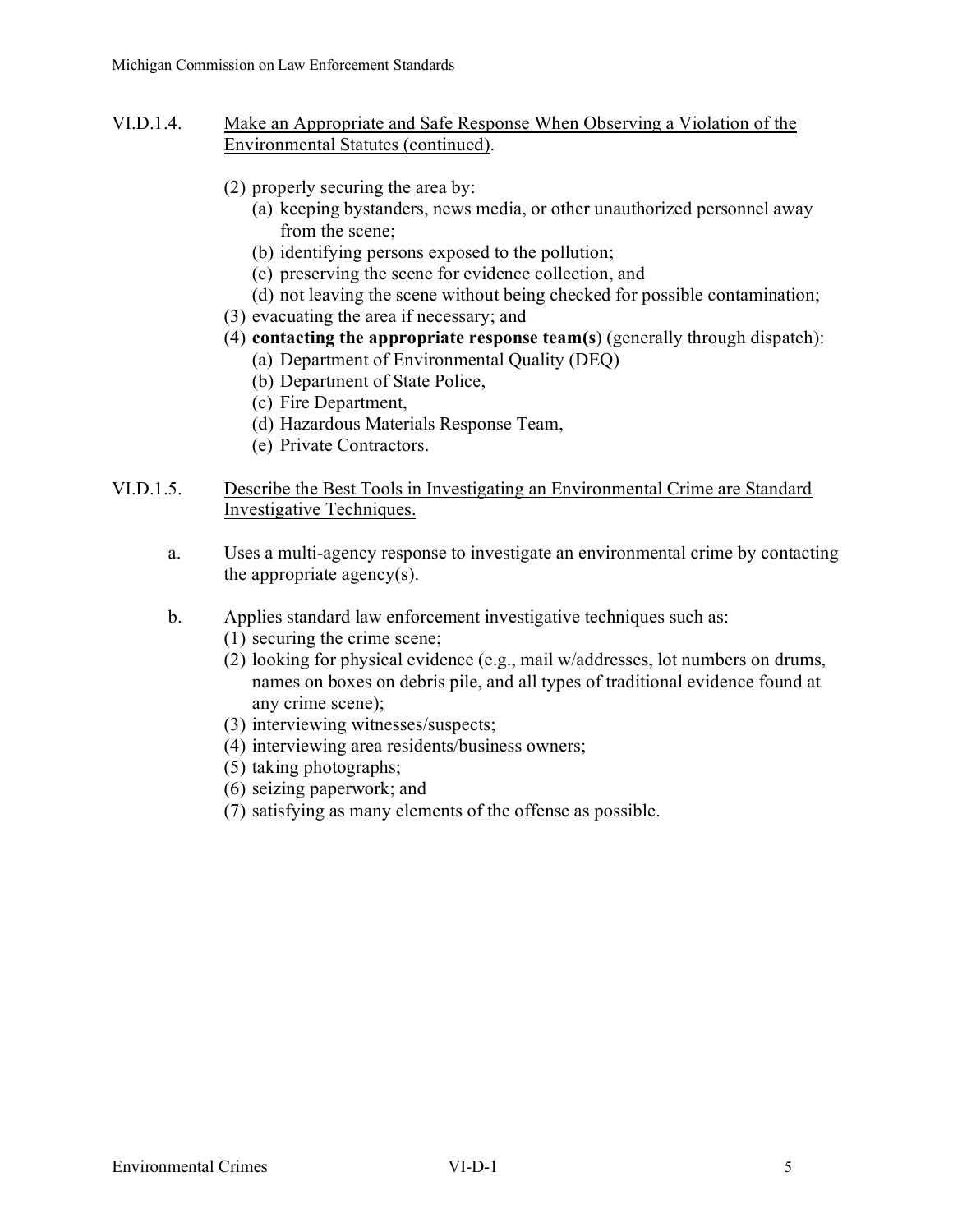VI.D.1.4. Make an Appropriate and Safe Response When Observing a Violation of the Environmental Statutes (continued).

(2) properly securing the area by:
  (a) keeping bystanders, news media, or other unauthorized personnel away from the scene;
  (b) identifying persons exposed to the pollution;
  (c) preserving the scene for evidence collection, and
  (d) not leaving the scene without being checked for possible contamination;
(3) evacuating the area if necessary; and
(4) **contacting the appropriate response team(s)** (generally through dispatch):
  (a) Department of Environmental Quality (DEQ)
  (b) Department of State Police,
  (c) Fire Department,
  (d) Hazardous Materials Response Team,
  (e) Private Contractors.

VI.D.1.5. Describe the Best Tools in Investigating an Environmental Crime are Standard Investigative Techniques.

a. Uses a multi-agency response to investigate an environmental crime by contacting the appropriate agency(s).

b. Applies standard law enforcement investigative techniques such as:
  (1) securing the crime scene;
  (2) looking for physical evidence (e.g., mail w/addresses, lot numbers on drums, names on boxes on debris pile, and all types of traditional evidence found at any crime scene);
  (3) interviewing witnesses/suspects;
  (4) interviewing area residents/business owners;
  (5) taking photographs;
  (6) seizing paperwork; and
  (7) satisfying as many elements of the offense as possible.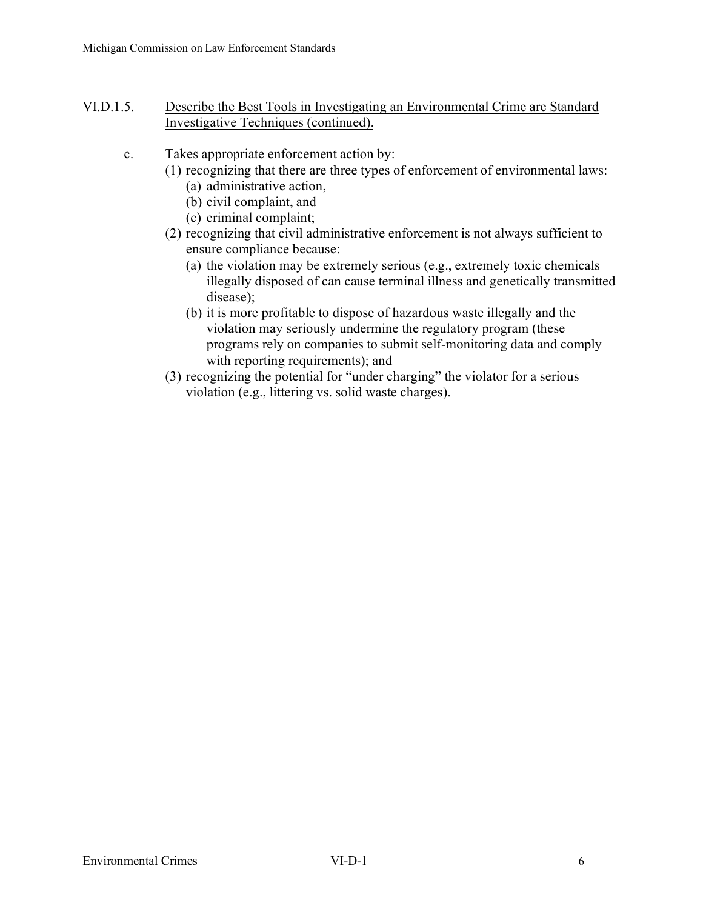VI.D.1.5. <u>Describe the Best Tools in Investigating an Environmental Crime are Standard Investigative Techniques (continued).</u>

c. Takes appropriate enforcement action by:

(1) recognizing that there are three types of enforcement of environmental laws:

(a) administrative action,

(b) civil complaint, and

(c) criminal complaint;

(2) recognizing that civil administrative enforcement is not always sufficient to ensure compliance because:

(a) the violation may be extremely serious (e.g., extremely toxic chemicals illegally disposed of can cause terminal illness and genetically transmitted disease);

(b) it is more profitable to dispose of hazardous waste illegally and the violation may seriously undermine the regulatory program (these programs rely on companies to submit self-monitoring data and comply with reporting requirements); and

(3) recognizing the potential for "under charging" the violator for a serious violation (e.g., littering vs. solid waste charges).